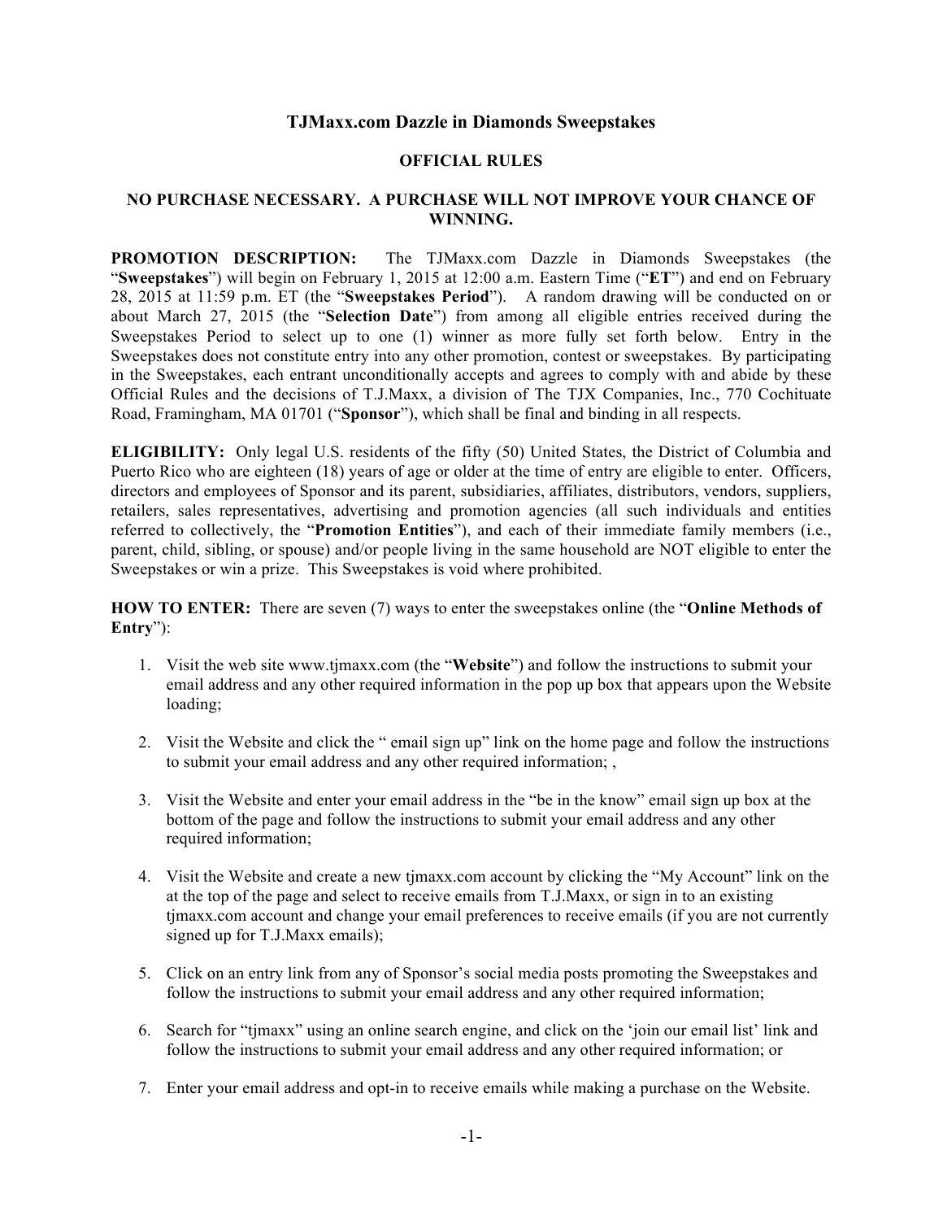# TJMaxx.com Dazzle in Diamonds Sweepstakes

## OFFICIAL RULES

**NO PURCHASE NECESSARY. A PURCHASE WILL NOT IMPROVE YOUR CHANCE OF WINNING.**

**PROMOTION DESCRIPTION:** The TJMaxx.com Dazzle in Diamonds Sweepstakes (the "**Sweepstakes**") will begin on February 1, 2015 at 12:00 a.m. Eastern Time ("**ET**") and end on February 28, 2015 at 11:59 p.m. ET (the "**Sweepstakes Period**"). A random drawing will be conducted on or about March 27, 2015 (the "**Selection Date**") from among all eligible entries received during the Sweepstakes Period to select up to one (1) winner as more fully set forth below. Entry in the Sweepstakes does not constitute entry into any other promotion, contest or sweepstakes. By participating in the Sweepstakes, each entrant unconditionally accepts and agrees to comply with and abide by these Official Rules and the decisions of T.J.Maxx, a division of The TJX Companies, Inc., 770 Cochituate Road, Framingham, MA 01701 ("**Sponsor**"), which shall be final and binding in all respects.

**ELIGIBILITY:** Only legal U.S. residents of the fifty (50) United States, the District of Columbia and Puerto Rico who are eighteen (18) years of age or older at the time of entry are eligible to enter. Officers, directors and employees of Sponsor and its parent, subsidiaries, affiliates, distributors, vendors, suppliers, retailers, sales representatives, advertising and promotion agencies (all such individuals and entities referred to collectively, the "**Promotion Entities**"), and each of their immediate family members (i.e., parent, child, sibling, or spouse) and/or people living in the same household are NOT eligible to enter the Sweepstakes or win a prize. This Sweepstakes is void where prohibited.

**HOW TO ENTER:** There are seven (7) ways to enter the sweepstakes online (the "**Online Methods of Entry**"):

1. Visit the web site www.tjmaxx.com (the "**Website**") and follow the instructions to submit your email address and any other required information in the pop up box that appears upon the Website loading;
2. Visit the Website and click the " email sign up" link on the home page and follow the instructions to submit your email address and any other required information; ,
3. Visit the Website and enter your email address in the "be in the know" email sign up box at the bottom of the page and follow the instructions to submit your email address and any other required information;
4. Visit the Website and create a new tjmaxx.com account by clicking the "My Account" link on the at the top of the page and select to receive emails from T.J.Maxx, or sign in to an existing tjmaxx.com account and change your email preferences to receive emails (if you are not currently signed up for T.J.Maxx emails);
5. Click on an entry link from any of Sponsor's social media posts promoting the Sweepstakes and follow the instructions to submit your email address and any other required information;
6. Search for "tjmaxx" using an online search engine, and click on the 'join our email list' link and follow the instructions to submit your email address and any other required information; or
7. Enter your email address and opt-in to receive emails while making a purchase on the Website.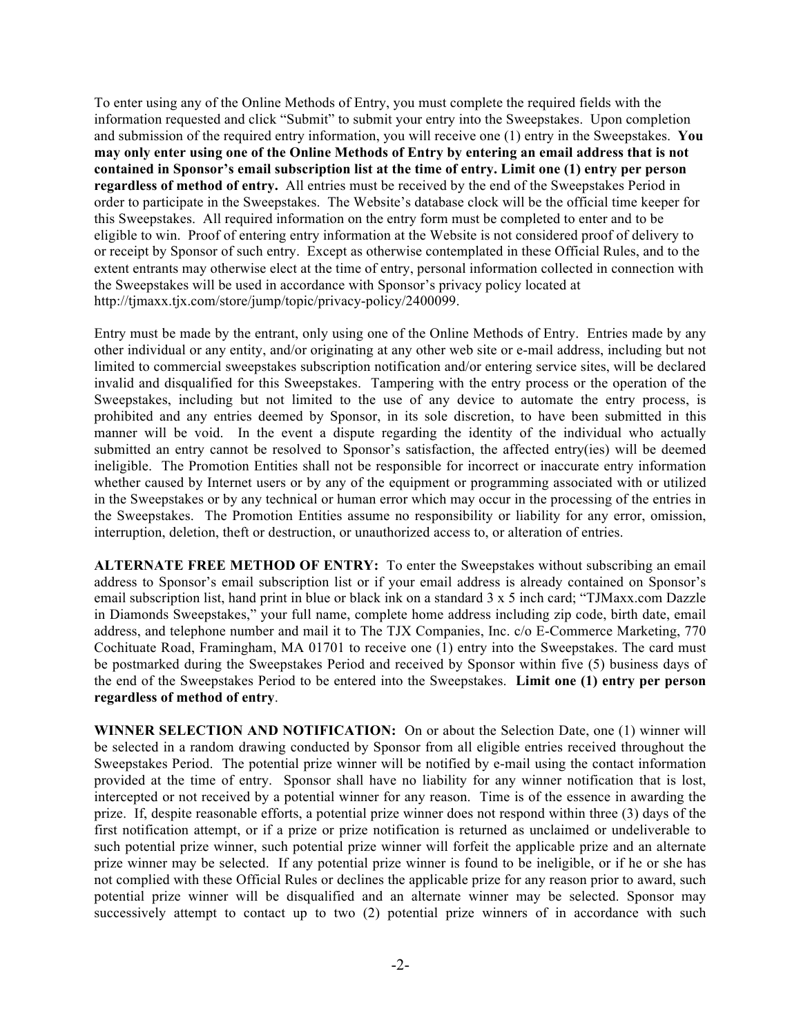To enter using any of the Online Methods of Entry, you must complete the required fields with the information requested and click "Submit" to submit your entry into the Sweepstakes. Upon completion and submission of the required entry information, you will receive one (1) entry in the Sweepstakes. **You may only enter using one of the Online Methods of Entry by entering an email address that is not contained in Sponsor's email subscription list at the time of entry. Limit one (1) entry per person regardless of method of entry.** All entries must be received by the end of the Sweepstakes Period in order to participate in the Sweepstakes. The Website's database clock will be the official time keeper for this Sweepstakes. All required information on the entry form must be completed to enter and to be eligible to win. Proof of entering entry information at the Website is not considered proof of delivery to or receipt by Sponsor of such entry. Except as otherwise contemplated in these Official Rules, and to the extent entrants may otherwise elect at the time of entry, personal information collected in connection with the Sweepstakes will be used in accordance with Sponsor's privacy policy located at http://tjmaxx.tjx.com/store/jump/topic/privacy-policy/2400099.

Entry must be made by the entrant, only using one of the Online Methods of Entry. Entries made by any other individual or any entity, and/or originating at any other web site or e-mail address, including but not limited to commercial sweepstakes subscription notification and/or entering service sites, will be declared invalid and disqualified for this Sweepstakes. Tampering with the entry process or the operation of the Sweepstakes, including but not limited to the use of any device to automate the entry process, is prohibited and any entries deemed by Sponsor, in its sole discretion, to have been submitted in this manner will be void. In the event a dispute regarding the identity of the individual who actually submitted an entry cannot be resolved to Sponsor's satisfaction, the affected entry(ies) will be deemed ineligible. The Promotion Entities shall not be responsible for incorrect or inaccurate entry information whether caused by Internet users or by any of the equipment or programming associated with or utilized in the Sweepstakes or by any technical or human error which may occur in the processing of the entries in the Sweepstakes. The Promotion Entities assume no responsibility or liability for any error, omission, interruption, deletion, theft or destruction, or unauthorized access to, or alteration of entries.

**ALTERNATE FREE METHOD OF ENTRY:** To enter the Sweepstakes without subscribing an email address to Sponsor's email subscription list or if your email address is already contained on Sponsor's email subscription list, hand print in blue or black ink on a standard 3 x 5 inch card; "TJMaxx.com Dazzle in Diamonds Sweepstakes," your full name, complete home address including zip code, birth date, email address, and telephone number and mail it to The TJX Companies, Inc. c/o E-Commerce Marketing, 770 Cochituate Road, Framingham, MA 01701 to receive one (1) entry into the Sweepstakes. The card must be postmarked during the Sweepstakes Period and received by Sponsor within five (5) business days of the end of the Sweepstakes Period to be entered into the Sweepstakes. **Limit one (1) entry per person regardless of method of entry**.

**WINNER SELECTION AND NOTIFICATION:** On or about the Selection Date, one (1) winner will be selected in a random drawing conducted by Sponsor from all eligible entries received throughout the Sweepstakes Period. The potential prize winner will be notified by e-mail using the contact information provided at the time of entry. Sponsor shall have no liability for any winner notification that is lost, intercepted or not received by a potential winner for any reason. Time is of the essence in awarding the prize. If, despite reasonable efforts, a potential prize winner does not respond within three (3) days of the first notification attempt, or if a prize or prize notification is returned as unclaimed or undeliverable to such potential prize winner, such potential prize winner will forfeit the applicable prize and an alternate prize winner may be selected. If any potential prize winner is found to be ineligible, or if he or she has not complied with these Official Rules or declines the applicable prize for any reason prior to award, such potential prize winner will be disqualified and an alternate winner may be selected. Sponsor may successively attempt to contact up to two (2) potential prize winners of in accordance with such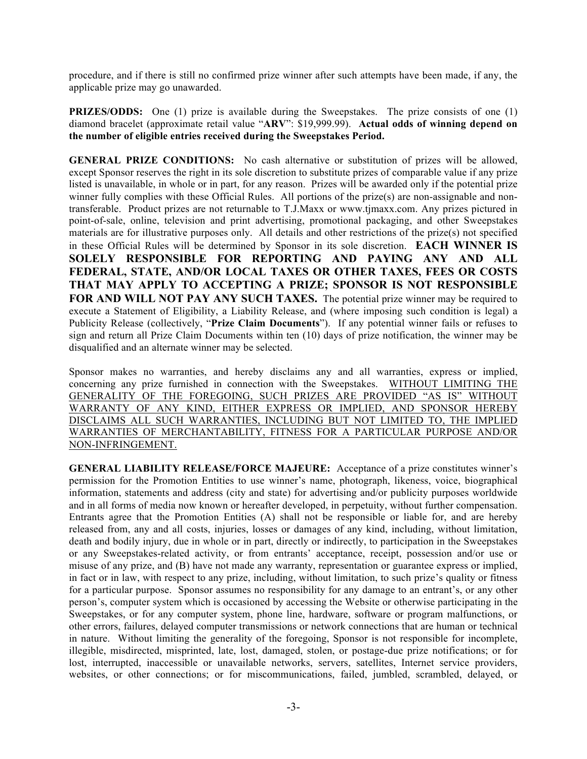procedure, and if there is still no confirmed prize winner after such attempts have been made, if any, the applicable prize may go unawarded.

**PRIZES/ODDS:** One (1) prize is available during the Sweepstakes. The prize consists of one (1) diamond bracelet (approximate retail value "**ARV**": $19,999.99). **Actual odds of winning depend on the number of eligible entries received during the Sweepstakes Period.**

**GENERAL PRIZE CONDITIONS:** No cash alternative or substitution of prizes will be allowed, except Sponsor reserves the right in its sole discretion to substitute prizes of comparable value if any prize listed is unavailable, in whole or in part, for any reason. Prizes will be awarded only if the potential prize winner fully complies with these Official Rules. All portions of the prize(s) are non-assignable and non-transferable. Product prizes are not returnable to T.J.Maxx or www.tjmaxx.com. Any prizes pictured in point-of-sale, online, television and print advertising, promotional packaging, and other Sweepstakes materials are for illustrative purposes only. All details and other restrictions of the prize(s) not specified in these Official Rules will be determined by Sponsor in its sole discretion. **EACH WINNER IS SOLELY RESPONSIBLE FOR REPORTING AND PAYING ANY AND ALL FEDERAL, STATE, AND/OR LOCAL TAXES OR OTHER TAXES, FEES OR COSTS THAT MAY APPLY TO ACCEPTING A PRIZE; SPONSOR IS NOT RESPONSIBLE FOR AND WILL NOT PAY ANY SUCH TAXES.** The potential prize winner may be required to execute a Statement of Eligibility, a Liability Release, and (where imposing such condition is legal) a Publicity Release (collectively, "**Prize Claim Documents**"). If any potential winner fails or refuses to sign and return all Prize Claim Documents within ten (10) days of prize notification, the winner may be disqualified and an alternate winner may be selected.

Sponsor makes no warranties, and hereby disclaims any and all warranties, express or implied, concerning any prize furnished in connection with the Sweepstakes. WITHOUT LIMITING THE GENERALITY OF THE FOREGOING, SUCH PRIZES ARE PROVIDED "AS IS" WITHOUT WARRANTY OF ANY KIND, EITHER EXPRESS OR IMPLIED, AND SPONSOR HEREBY DISCLAIMS ALL SUCH WARRANTIES, INCLUDING BUT NOT LIMITED TO, THE IMPLIED WARRANTIES OF MERCHANTABILITY, FITNESS FOR A PARTICULAR PURPOSE AND/OR NON-INFRINGEMENT.

**GENERAL LIABILITY RELEASE/FORCE MAJEURE:** Acceptance of a prize constitutes winner's permission for the Promotion Entities to use winner's name, photograph, likeness, voice, biographical information, statements and address (city and state) for advertising and/or publicity purposes worldwide and in all forms of media now known or hereafter developed, in perpetuity, without further compensation. Entrants agree that the Promotion Entities (A) shall not be responsible or liable for, and are hereby released from, any and all costs, injuries, losses or damages of any kind, including, without limitation, death and bodily injury, due in whole or in part, directly or indirectly, to participation in the Sweepstakes or any Sweepstakes-related activity, or from entrants' acceptance, receipt, possession and/or use or misuse of any prize, and (B) have not made any warranty, representation or guarantee express or implied, in fact or in law, with respect to any prize, including, without limitation, to such prize's quality or fitness for a particular purpose. Sponsor assumes no responsibility for any damage to an entrant's, or any other person's, computer system which is occasioned by accessing the Website or otherwise participating in the Sweepstakes, or for any computer system, phone line, hardware, software or program malfunctions, or other errors, failures, delayed computer transmissions or network connections that are human or technical in nature. Without limiting the generality of the foregoing, Sponsor is not responsible for incomplete, illegible, misdirected, misprinted, late, lost, damaged, stolen, or postage-due prize notifications; or for lost, interrupted, inaccessible or unavailable networks, servers, satellites, Internet service providers, websites, or other connections; or for miscommunications, failed, jumbled, scrambled, delayed, or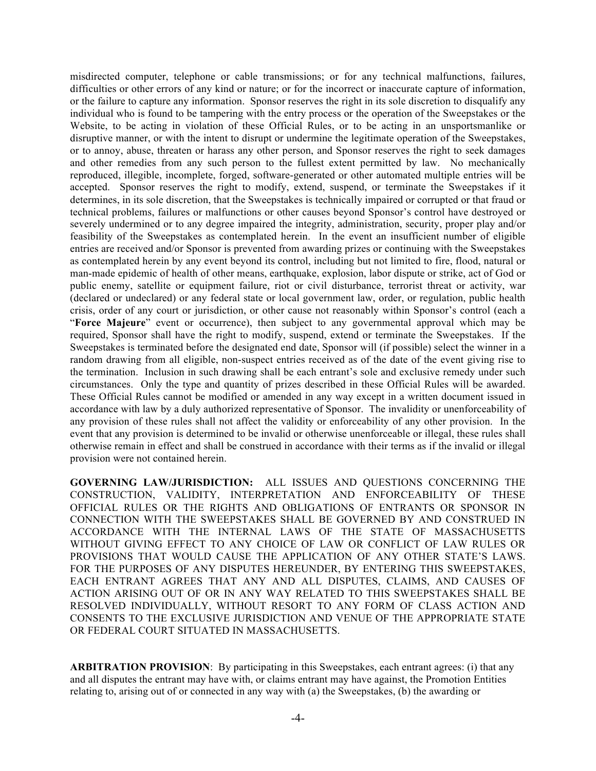misdirected computer, telephone or cable transmissions; or for any technical malfunctions, failures, difficulties or other errors of any kind or nature; or for the incorrect or inaccurate capture of information, or the failure to capture any information. Sponsor reserves the right in its sole discretion to disqualify any individual who is found to be tampering with the entry process or the operation of the Sweepstakes or the Website, to be acting in violation of these Official Rules, or to be acting in an unsportsmanlike or disruptive manner, or with the intent to disrupt or undermine the legitimate operation of the Sweepstakes, or to annoy, abuse, threaten or harass any other person, and Sponsor reserves the right to seek damages and other remedies from any such person to the fullest extent permitted by law. No mechanically reproduced, illegible, incomplete, forged, software-generated or other automated multiple entries will be accepted. Sponsor reserves the right to modify, extend, suspend, or terminate the Sweepstakes if it determines, in its sole discretion, that the Sweepstakes is technically impaired or corrupted or that fraud or technical problems, failures or malfunctions or other causes beyond Sponsor's control have destroyed or severely undermined or to any degree impaired the integrity, administration, security, proper play and/or feasibility of the Sweepstakes as contemplated herein. In the event an insufficient number of eligible entries are received and/or Sponsor is prevented from awarding prizes or continuing with the Sweepstakes as contemplated herein by any event beyond its control, including but not limited to fire, flood, natural or man-made epidemic of health of other means, earthquake, explosion, labor dispute or strike, act of God or public enemy, satellite or equipment failure, riot or civil disturbance, terrorist threat or activity, war (declared or undeclared) or any federal state or local government law, order, or regulation, public health crisis, order of any court or jurisdiction, or other cause not reasonably within Sponsor's control (each a "**Force Majeure**" event or occurrence), then subject to any governmental approval which may be required, Sponsor shall have the right to modify, suspend, extend or terminate the Sweepstakes. If the Sweepstakes is terminated before the designated end date, Sponsor will (if possible) select the winner in a random drawing from all eligible, non-suspect entries received as of the date of the event giving rise to the termination. Inclusion in such drawing shall be each entrant's sole and exclusive remedy under such circumstances. Only the type and quantity of prizes described in these Official Rules will be awarded. These Official Rules cannot be modified or amended in any way except in a written document issued in accordance with law by a duly authorized representative of Sponsor. The invalidity or unenforceability of any provision of these rules shall not affect the validity or enforceability of any other provision. In the event that any provision is determined to be invalid or otherwise unenforceable or illegal, these rules shall otherwise remain in effect and shall be construed in accordance with their terms as if the invalid or illegal provision were not contained herein.

**GOVERNING LAW/JURISDICTION:** ALL ISSUES AND QUESTIONS CONCERNING THE CONSTRUCTION, VALIDITY, INTERPRETATION AND ENFORCEABILITY OF THESE OFFICIAL RULES OR THE RIGHTS AND OBLIGATIONS OF ENTRANTS OR SPONSOR IN CONNECTION WITH THE SWEEPSTAKES SHALL BE GOVERNED BY AND CONSTRUED IN ACCORDANCE WITH THE INTERNAL LAWS OF THE STATE OF MASSACHUSETTS WITHOUT GIVING EFFECT TO ANY CHOICE OF LAW OR CONFLICT OF LAW RULES OR PROVISIONS THAT WOULD CAUSE THE APPLICATION OF ANY OTHER STATE'S LAWS. FOR THE PURPOSES OF ANY DISPUTES HEREUNDER, BY ENTERING THIS SWEEPSTAKES, EACH ENTRANT AGREES THAT ANY AND ALL DISPUTES, CLAIMS, AND CAUSES OF ACTION ARISING OUT OF OR IN ANY WAY RELATED TO THIS SWEEPSTAKES SHALL BE RESOLVED INDIVIDUALLY, WITHOUT RESORT TO ANY FORM OF CLASS ACTION AND CONSENTS TO THE EXCLUSIVE JURISDICTION AND VENUE OF THE APPROPRIATE STATE OR FEDERAL COURT SITUATED IN MASSACHUSETTS.

**ARBITRATION PROVISION**: By participating in this Sweepstakes, each entrant agrees: (i) that any and all disputes the entrant may have with, or claims entrant may have against, the Promotion Entities relating to, arising out of or connected in any way with (a) the Sweepstakes, (b) the awarding or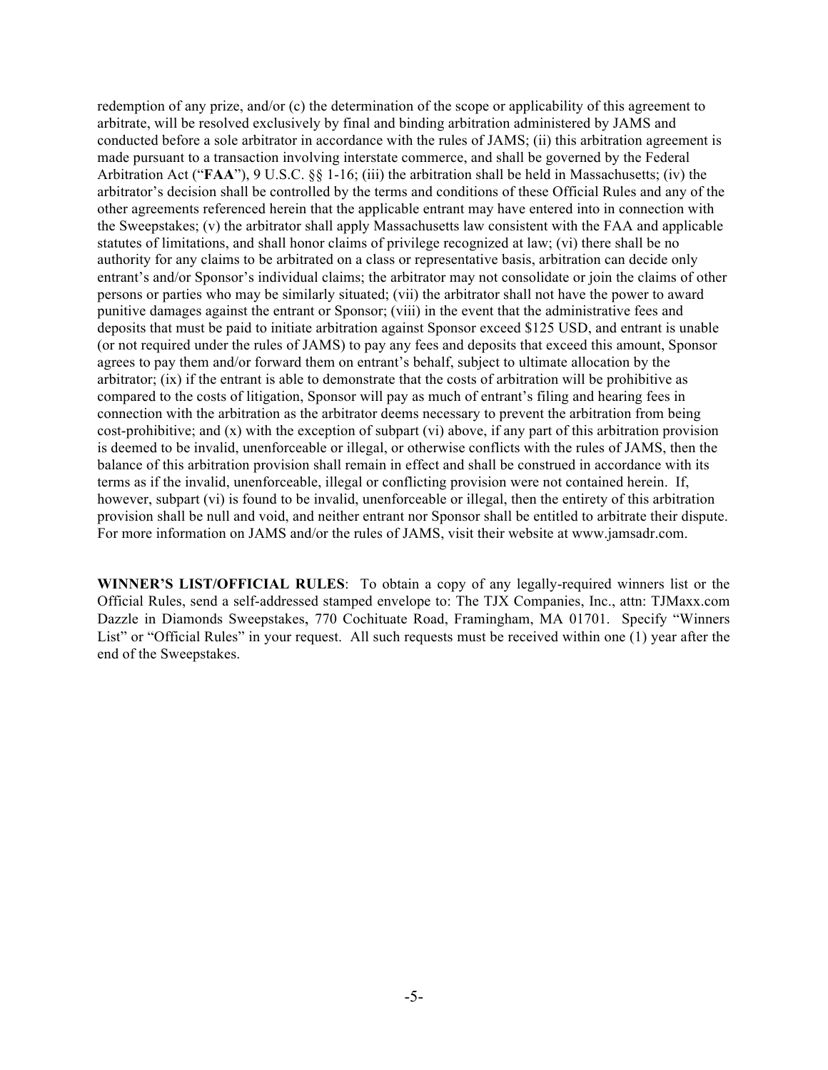redemption of any prize, and/or (c) the determination of the scope or applicability of this agreement to arbitrate, will be resolved exclusively by final and binding arbitration administered by JAMS and conducted before a sole arbitrator in accordance with the rules of JAMS; (ii) this arbitration agreement is made pursuant to a transaction involving interstate commerce, and shall be governed by the Federal Arbitration Act ("**FAA**"), 9 U.S.C. §§ 1-16; (iii) the arbitration shall be held in Massachusetts; (iv) the arbitrator's decision shall be controlled by the terms and conditions of these Official Rules and any of the other agreements referenced herein that the applicable entrant may have entered into in connection with the Sweepstakes; (v) the arbitrator shall apply Massachusetts law consistent with the FAA and applicable statutes of limitations, and shall honor claims of privilege recognized at law; (vi) there shall be no authority for any claims to be arbitrated on a class or representative basis, arbitration can decide only entrant's and/or Sponsor's individual claims; the arbitrator may not consolidate or join the claims of other persons or parties who may be similarly situated; (vii) the arbitrator shall not have the power to award punitive damages against the entrant or Sponsor; (viii) in the event that the administrative fees and deposits that must be paid to initiate arbitration against Sponsor exceed $125 USD, and entrant is unable (or not required under the rules of JAMS) to pay any fees and deposits that exceed this amount, Sponsor agrees to pay them and/or forward them on entrant's behalf, subject to ultimate allocation by the arbitrator; (ix) if the entrant is able to demonstrate that the costs of arbitration will be prohibitive as compared to the costs of litigation, Sponsor will pay as much of entrant's filing and hearing fees in connection with the arbitration as the arbitrator deems necessary to prevent the arbitration from being cost-prohibitive; and (x) with the exception of subpart (vi) above, if any part of this arbitration provision is deemed to be invalid, unenforceable or illegal, or otherwise conflicts with the rules of JAMS, then the balance of this arbitration provision shall remain in effect and shall be construed in accordance with its terms as if the invalid, unenforceable, illegal or conflicting provision were not contained herein. If, however, subpart (vi) is found to be invalid, unenforceable or illegal, then the entirety of this arbitration provision shall be null and void, and neither entrant nor Sponsor shall be entitled to arbitrate their dispute. For more information on JAMS and/or the rules of JAMS, visit their website at www.jamsadr.com.

**WINNER'S LIST/OFFICIAL RULES**: To obtain a copy of any legally-required winners list or the Official Rules, send a self-addressed stamped envelope to: The TJX Companies, Inc., attn: TJMaxx.com Dazzle in Diamonds Sweepstakes, 770 Cochituate Road, Framingham, MA 01701. Specify "Winners List" or "Official Rules" in your request. All such requests must be received within one (1) year after the end of the Sweepstakes.